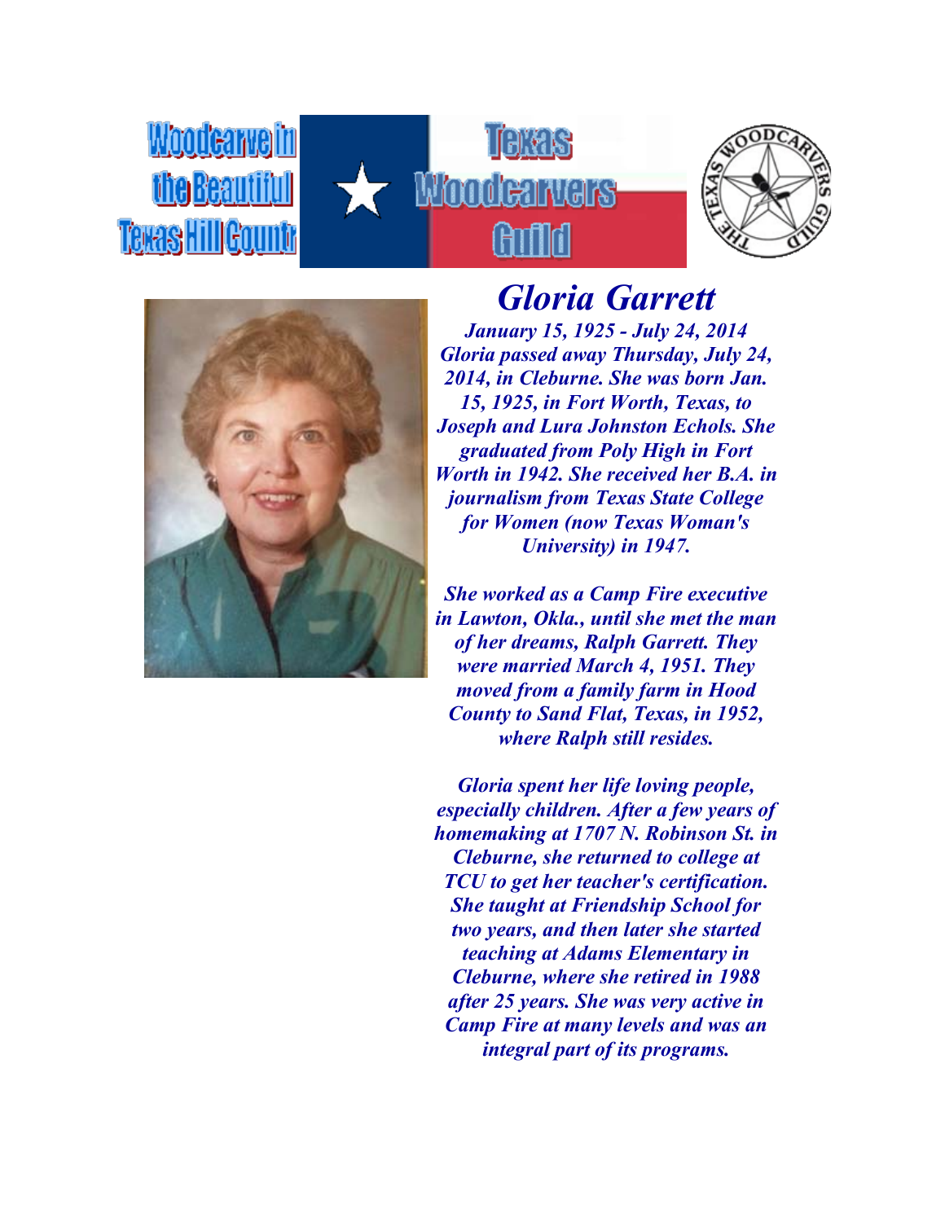Woodcarve in the Beautiful Texas Hill Countr

Texas Woodcarvers Guild

# *Gloria Garrett*

***January 15, 1925 - July 24, 2014***

***Gloria passed away Thursday, July 24, 2014, in Cleburne. She was born Jan. 15, 1925, in Fort Worth, Texas, to Joseph and Lura Johnston Echols. She graduated from Poly High in Fort Worth in 1942. She received her B.A. in journalism from Texas State College for Women (now Texas Woman's University) in 1947.***

***She worked as a Camp Fire executive in Lawton, Okla., until she met the man of her dreams, Ralph Garrett. They were married March 4, 1951. They moved from a family farm in Hood County to Sand Flat, Texas, in 1952, where Ralph still resides.***

***Gloria spent her life loving people, especially children. After a few years of homemaking at 1707 N. Robinson St. in Cleburne, she returned to college at TCU to get her teacher's certification. She taught at Friendship School for two years, and then later she started teaching at Adams Elementary in Cleburne, where she retired in 1988 after 25 years. She was very active in Camp Fire at many levels and was an integral part of its programs.***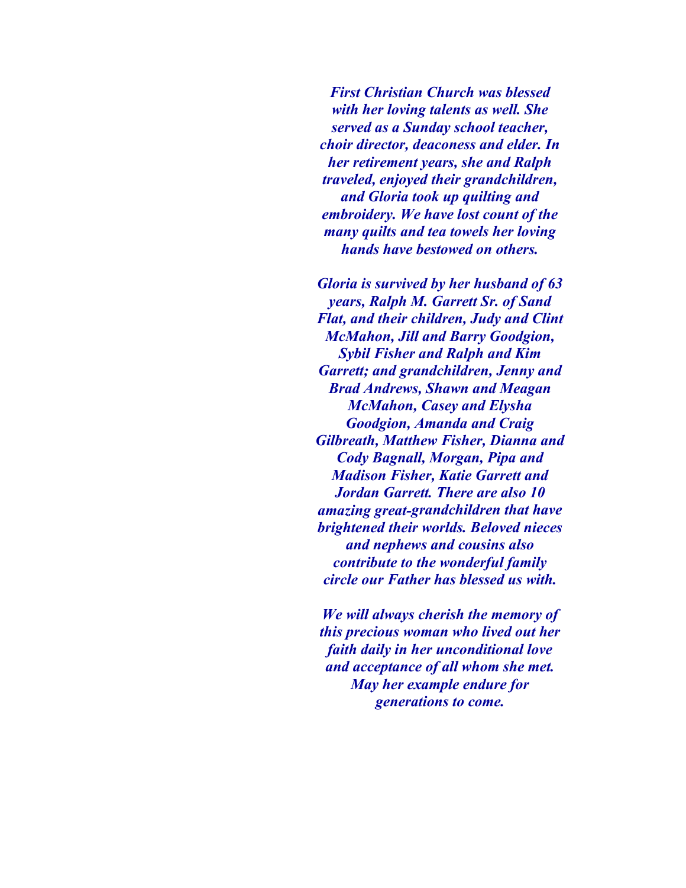***First Christian Church was blessed with her loving talents as well. She served as a Sunday school teacher, choir director, deaconess and elder. In her retirement years, she and Ralph traveled, enjoyed their grandchildren, and Gloria took up quilting and embroidery. We have lost count of the many quilts and tea towels her loving hands have bestowed on others.***

***Gloria is survived by her husband of 63 years, Ralph M. Garrett Sr. of Sand Flat, and their children, Judy and Clint McMahon, Jill and Barry Goodgion, Sybil Fisher and Ralph and Kim Garrett; and grandchildren, Jenny and Brad Andrews, Shawn and Meagan McMahon, Casey and Elysha Goodgion, Amanda and Craig Gilbreath, Matthew Fisher, Dianna and Cody Bagnall, Morgan, Pipa and Madison Fisher, Katie Garrett and Jordan Garrett. There are also 10 amazing great-grandchildren that have brightened their worlds. Beloved nieces and nephews and cousins also contribute to the wonderful family circle our Father has blessed us with.***

***We will always cherish the memory of this precious woman who lived out her faith daily in her unconditional love and acceptance of all whom she met. May her example endure for generations to come.***